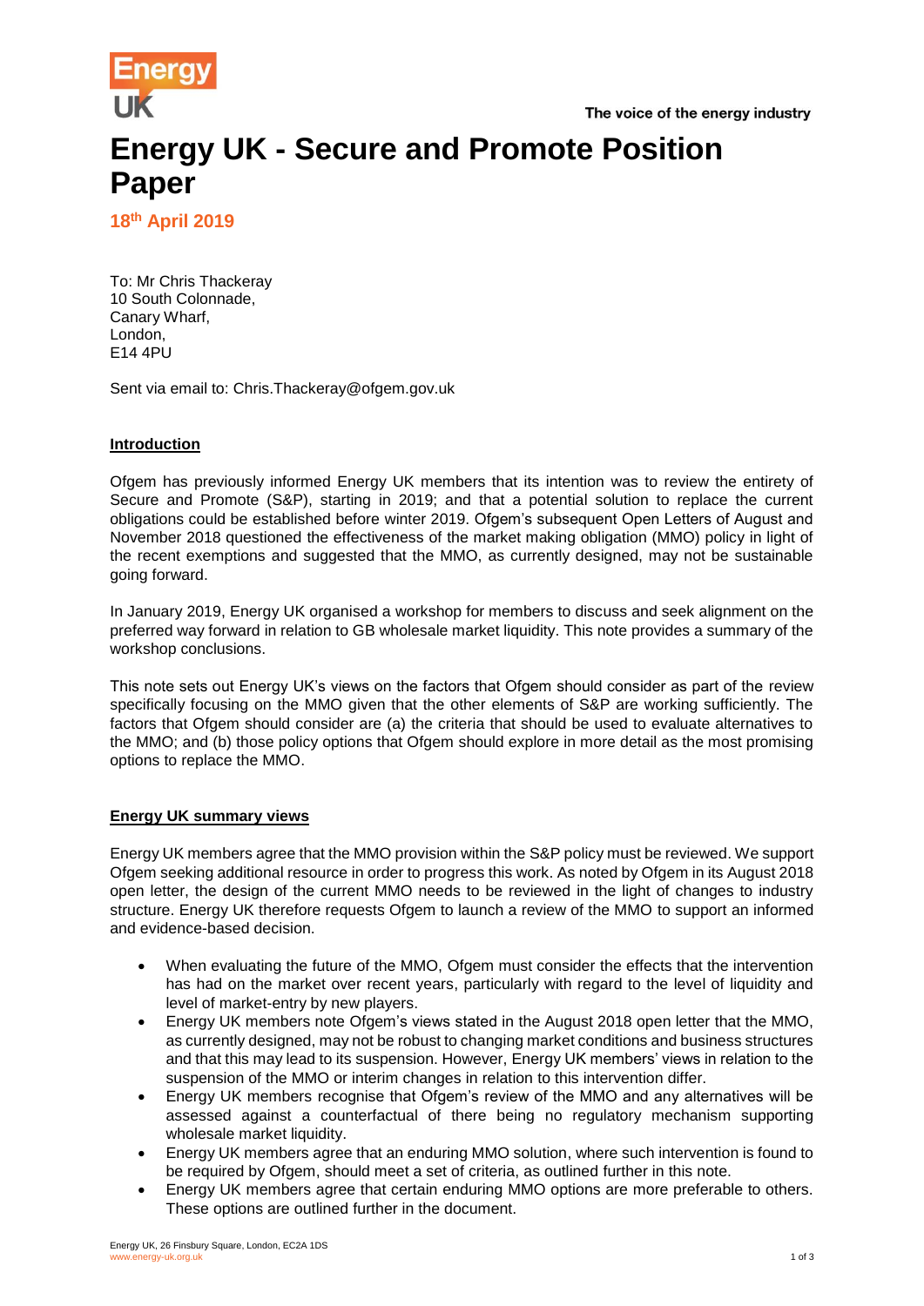# Energy UK - Secure and Promote Position Paper

**18th April 2019**

To: Mr Chris Thackeray
10 South Colonnade,
Canary Wharf,
London,
E14 4PU

Sent via email to: Chris.Thackeray@ofgem.gov.uk

## Introduction

Ofgem has previously informed Energy UK members that its intention was to review the entirety of Secure and Promote (S&P), starting in 2019; and that a potential solution to replace the current obligations could be established before winter 2019. Ofgem's subsequent Open Letters of August and November 2018 questioned the effectiveness of the market making obligation (MMO) policy in light of the recent exemptions and suggested that the MMO, as currently designed, may not be sustainable going forward.

In January 2019, Energy UK organised a workshop for members to discuss and seek alignment on the preferred way forward in relation to GB wholesale market liquidity. This note provides a summary of the workshop conclusions.

This note sets out Energy UK's views on the factors that Ofgem should consider as part of the review specifically focusing on the MMO given that the other elements of S&P are working sufficiently. The factors that Ofgem should consider are (a) the criteria that should be used to evaluate alternatives to the MMO; and (b) those policy options that Ofgem should explore in more detail as the most promising options to replace the MMO.

## Energy UK summary views

Energy UK members agree that the MMO provision within the S&P policy must be reviewed. We support Ofgem seeking additional resource in order to progress this work. As noted by Ofgem in its August 2018 open letter, the design of the current MMO needs to be reviewed in the light of changes to industry structure. Energy UK therefore requests Ofgem to launch a review of the MMO to support an informed and evidence-based decision.

- When evaluating the future of the MMO, Ofgem must consider the effects that the intervention has had on the market over recent years, particularly with regard to the level of liquidity and level of market-entry by new players.
- Energy UK members note Ofgem's views stated in the August 2018 open letter that the MMO, as currently designed, may not be robust to changing market conditions and business structures and that this may lead to its suspension. However, Energy UK members' views in relation to the suspension of the MMO or interim changes in relation to this intervention differ.
- Energy UK members recognise that Ofgem's review of the MMO and any alternatives will be assessed against a counterfactual of there being no regulatory mechanism supporting wholesale market liquidity.
- Energy UK members agree that an enduring MMO solution, where such intervention is found to be required by Ofgem, should meet a set of criteria, as outlined further in this note.
- Energy UK members agree that certain enduring MMO options are more preferable to others. These options are outlined further in the document.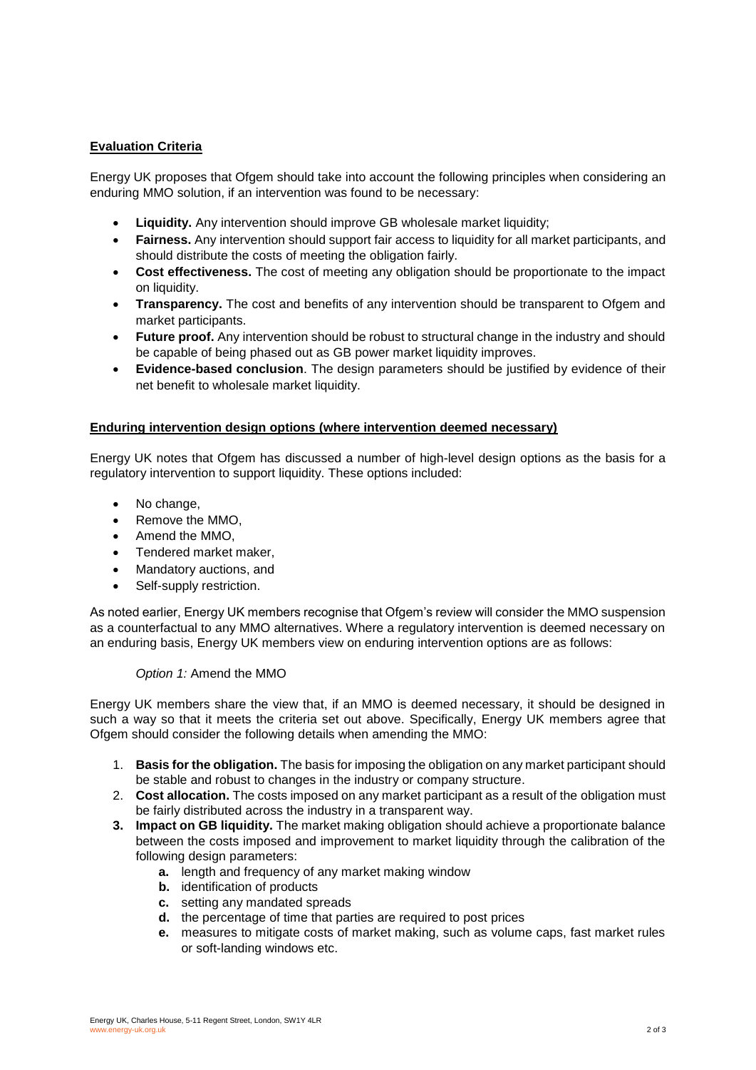**Evaluation Criteria**

Energy UK proposes that Ofgem should take into account the following principles when considering an enduring MMO solution, if an intervention was found to be necessary:

- **Liquidity.** Any intervention should improve GB wholesale market liquidity;
- **Fairness.** Any intervention should support fair access to liquidity for all market participants, and should distribute the costs of meeting the obligation fairly.
- **Cost effectiveness.** The cost of meeting any obligation should be proportionate to the impact on liquidity.
- **Transparency.** The cost and benefits of any intervention should be transparent to Ofgem and market participants.
- **Future proof.** Any intervention should be robust to structural change in the industry and should be capable of being phased out as GB power market liquidity improves.
- **Evidence-based conclusion**. The design parameters should be justified by evidence of their net benefit to wholesale market liquidity.

**Enduring intervention design options (where intervention deemed necessary)**

Energy UK notes that Ofgem has discussed a number of high-level design options as the basis for a regulatory intervention to support liquidity. These options included:

- No change,
- Remove the MMO,
- Amend the MMO,
- Tendered market maker,
- Mandatory auctions, and
- Self-supply restriction.

As noted earlier, Energy UK members recognise that Ofgem's review will consider the MMO suspension as a counterfactual to any MMO alternatives. Where a regulatory intervention is deemed necessary on an enduring basis, Energy UK members view on enduring intervention options are as follows:

*Option 1:* Amend the MMO

Energy UK members share the view that, if an MMO is deemed necessary, it should be designed in such a way so that it meets the criteria set out above. Specifically, Energy UK members agree that Ofgem should consider the following details when amending the MMO:

1. **Basis for the obligation.** The basis for imposing the obligation on any market participant should be stable and robust to changes in the industry or company structure.
2. **Cost allocation.** The costs imposed on any market participant as a result of the obligation must be fairly distributed across the industry in a transparent way.
3. **Impact on GB liquidity.** The market making obligation should achieve a proportionate balance between the costs imposed and improvement to market liquidity through the calibration of the following design parameters:
    - **a.** length and frequency of any market making window
    - **b.** identification of products
    - **c.** setting any mandated spreads
    - **d.** the percentage of time that parties are required to post prices
    - **e.** measures to mitigate costs of market making, such as volume caps, fast market rules or soft-landing windows etc.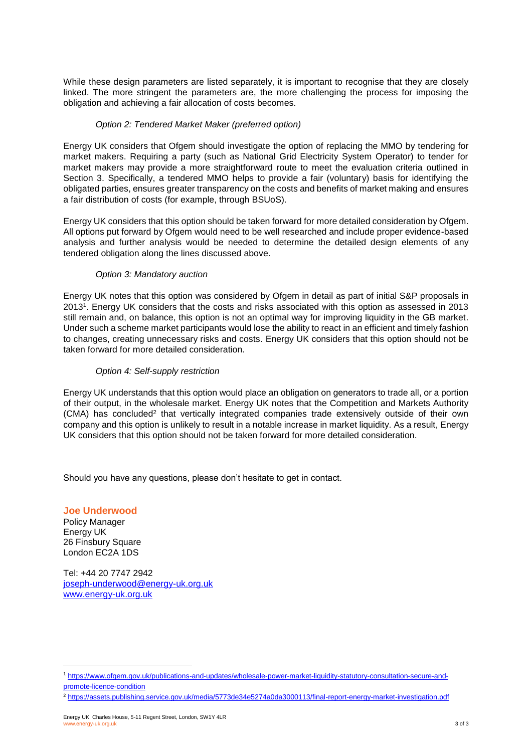While these design parameters are listed separately, it is important to recognise that they are closely linked. The more stringent the parameters are, the more challenging the process for imposing the obligation and achieving a fair allocation of costs becomes.

*Option 2: Tendered Market Maker (preferred option)*

Energy UK considers that Ofgem should investigate the option of replacing the MMO by tendering for market makers. Requiring a party (such as National Grid Electricity System Operator) to tender for market makers may provide a more straightforward route to meet the evaluation criteria outlined in Section 3. Specifically, a tendered MMO helps to provide a fair (voluntary) basis for identifying the obligated parties, ensures greater transparency on the costs and benefits of market making and ensures a fair distribution of costs (for example, through BSUoS).

Energy UK considers that this option should be taken forward for more detailed consideration by Ofgem. All options put forward by Ofgem would need to be well researched and include proper evidence-based analysis and further analysis would be needed to determine the detailed design elements of any tendered obligation along the lines discussed above.

*Option 3: Mandatory auction*

Energy UK notes that this option was considered by Ofgem in detail as part of initial S&P proposals in 2013[1]. Energy UK considers that the costs and risks associated with this option as assessed in 2013 still remain and, on balance, this option is not an optimal way for improving liquidity in the GB market. Under such a scheme market participants would lose the ability to react in an efficient and timely fashion to changes, creating unnecessary risks and costs. Energy UK considers that this option should not be taken forward for more detailed consideration.

*Option 4: Self-supply restriction*

Energy UK understands that this option would place an obligation on generators to trade all, or a portion of their output, in the wholesale market. Energy UK notes that the Competition and Markets Authority (CMA) has concluded[2] that vertically integrated companies trade extensively outside of their own company and this option is unlikely to result in a notable increase in market liquidity. As a result, Energy UK considers that this option should not be taken forward for more detailed consideration.

Should you have any questions, please don't hesitate to get in contact.

**Joe Underwood**
Policy Manager
Energy UK
26 Finsbury Square
London EC2A 1DS

Tel: +44 20 7747 2942
joseph-underwood@energy-uk.org.uk
www.energy-uk.org.uk

---

[1] https://www.ofgem.gov.uk/publications-and-updates/wholesale-power-market-liquidity-statutory-consultation-secure-and-promote-licence-condition

[2] https://assets.publishing.service.gov.uk/media/5773de34e5274a0da3000113/final-report-energy-market-investigation.pdf

Energy UK, Charles House, 5-11 Regent Street, London, SW1Y 4LR
www.energy-uk.org.uk